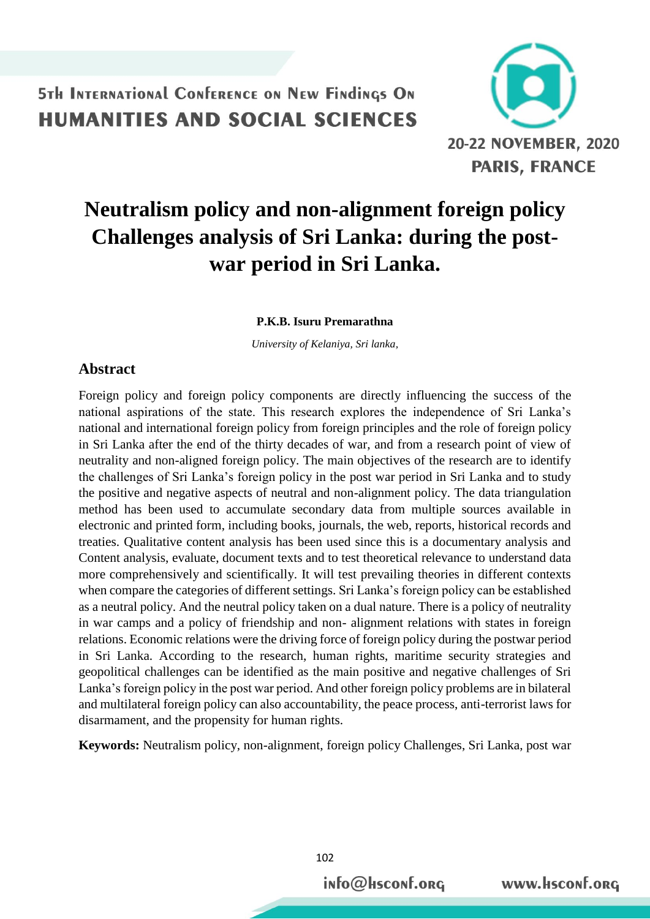# Neutralism policy and non-alignment foreign policy Challenges analysis of Sri Lanka: during the post-war period in Sri Lanka.

**P.K.B. Isuru Premarathna**

*University of Kelaniya, Sri lanka,*

## Abstract

Foreign policy and foreign policy components are directly influencing the success of the national aspirations of the state. This research explores the independence of Sri Lanka's national and international foreign policy from foreign principles and the role of foreign policy in Sri Lanka after the end of the thirty decades of war, and from a research point of view of neutrality and non-aligned foreign policy. The main objectives of the research are to identify the challenges of Sri Lanka's foreign policy in the post war period in Sri Lanka and to study the positive and negative aspects of neutral and non-alignment policy. The data triangulation method has been used to accumulate secondary data from multiple sources available in electronic and printed form, including books, journals, the web, reports, historical records and treaties. Qualitative content analysis has been used since this is a documentary analysis and Content analysis, evaluate, document texts and to test theoretical relevance to understand data more comprehensively and scientifically. It will test prevailing theories in different contexts when compare the categories of different settings. Sri Lanka's foreign policy can be established as a neutral policy. And the neutral policy taken on a dual nature. There is a policy of neutrality in war camps and a policy of friendship and non- alignment relations with states in foreign relations. Economic relations were the driving force of foreign policy during the postwar period in Sri Lanka. According to the research, human rights, maritime security strategies and geopolitical challenges can be identified as the main positive and negative challenges of Sri Lanka's foreign policy in the post war period. And other foreign policy problems are in bilateral and multilateral foreign policy can also accountability, the peace process, anti-terrorist laws for disarmament, and the propensity for human rights.

**Keywords:** Neutralism policy, non-alignment, foreign policy Challenges, Sri Lanka, post war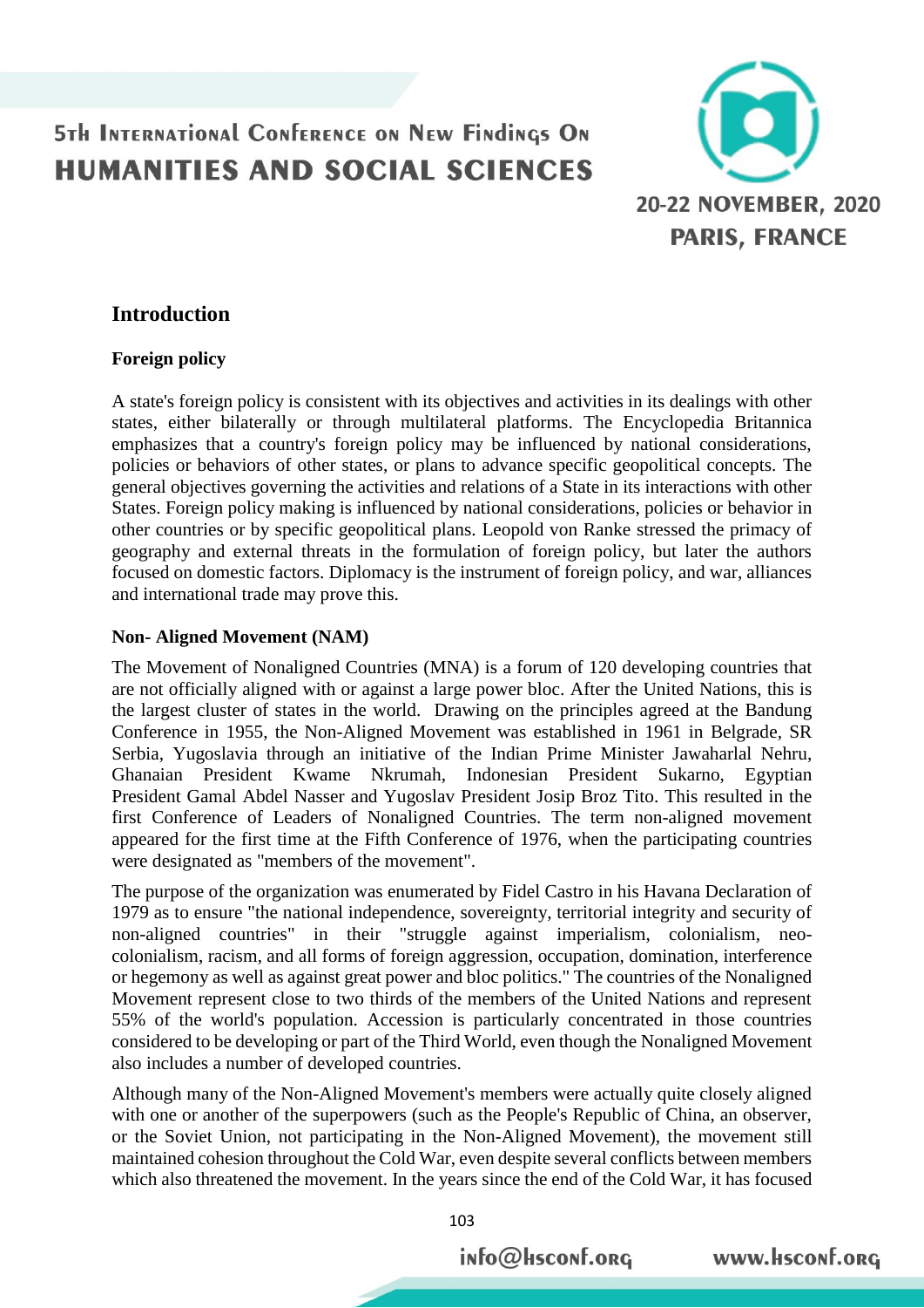## Introduction

### Foreign policy

A state's foreign policy is consistent with its objectives and activities in its dealings with other states, either bilaterally or through multilateral platforms. The Encyclopedia Britannica emphasizes that a country's foreign policy may be influenced by national considerations, policies or behaviors of other states, or plans to advance specific geopolitical concepts. The general objectives governing the activities and relations of a State in its interactions with other States. Foreign policy making is influenced by national considerations, policies or behavior in other countries or by specific geopolitical plans. Leopold von Ranke stressed the primacy of geography and external threats in the formulation of foreign policy, but later the authors focused on domestic factors. Diplomacy is the instrument of foreign policy, and war, alliances and international trade may prove this.

### Non- Aligned Movement (NAM)

The Movement of Nonaligned Countries (MNA) is a forum of 120 developing countries that are not officially aligned with or against a large power bloc. After the United Nations, this is the largest cluster of states in the world. Drawing on the principles agreed at the Bandung Conference in 1955, the Non-Aligned Movement was established in 1961 in Belgrade, SR Serbia, Yugoslavia through an initiative of the Indian Prime Minister Jawaharlal Nehru, Ghanaian President Kwame Nkrumah, Indonesian President Sukarno, Egyptian President Gamal Abdel Nasser and Yugoslav President Josip Broz Tito. This resulted in the first Conference of Leaders of Nonaligned Countries. The term non-aligned movement appeared for the first time at the Fifth Conference of 1976, when the participating countries were designated as "members of the movement".

The purpose of the organization was enumerated by Fidel Castro in his Havana Declaration of 1979 as to ensure "the national independence, sovereignty, territorial integrity and security of non-aligned countries" in their "struggle against imperialism, colonialism, neo-colonialism, racism, and all forms of foreign aggression, occupation, domination, interference or hegemony as well as against great power and bloc politics." The countries of the Nonaligned Movement represent close to two thirds of the members of the United Nations and represent 55% of the world's population. Accession is particularly concentrated in those countries considered to be developing or part of the Third World, even though the Nonaligned Movement also includes a number of developed countries.

Although many of the Non-Aligned Movement's members were actually quite closely aligned with one or another of the superpowers (such as the People's Republic of China, an observer, or the Soviet Union, not participating in the Non-Aligned Movement), the movement still maintained cohesion throughout the Cold War, even despite several conflicts between members which also threatened the movement. In the years since the end of the Cold War, it has focused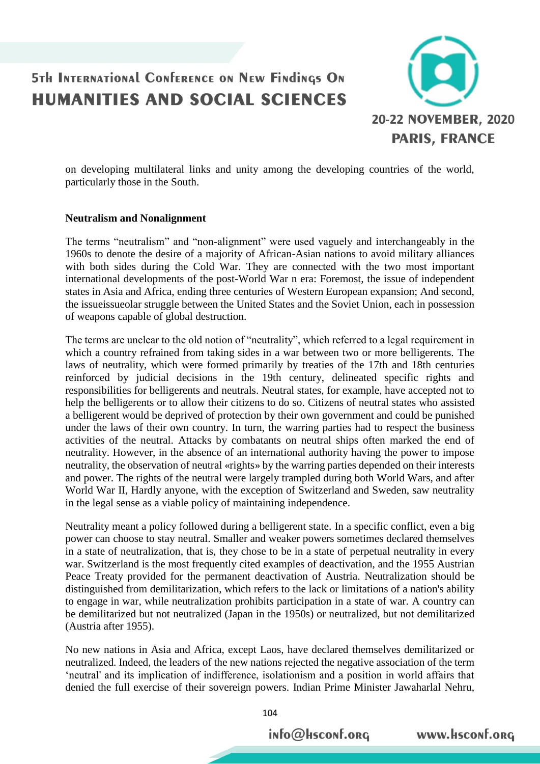on developing multilateral links and unity among the developing countries of the world, particularly those in the South.

**Neutralism and Nonalignment**

The terms "neutralism" and "non-alignment" were used vaguely and interchangeably in the 1960s to denote the desire of a majority of African-Asian nations to avoid military alliances with both sides during the Cold War. They are connected with the two most important international developments of the post-World War n era: Foremost, the issue of independent states in Asia and Africa, ending three centuries of Western European expansion; And second, the issueissueolar struggle between the United States and the Soviet Union, each in possession of weapons capable of global destruction.

The terms are unclear to the old notion of "neutrality", which referred to a legal requirement in which a country refrained from taking sides in a war between two or more belligerents. The laws of neutrality, which were formed primarily by treaties of the 17th and 18th centuries reinforced by judicial decisions in the 19th century, delineated specific rights and responsibilities for belligerents and neutrals. Neutral states, for example, have accepted not to help the belligerents or to allow their citizens to do so. Citizens of neutral states who assisted a belligerent would be deprived of protection by their own government and could be punished under the laws of their own country. In turn, the warring parties had to respect the business activities of the neutral. Attacks by combatants on neutral ships often marked the end of neutrality. However, in the absence of an international authority having the power to impose neutrality, the observation of neutral «rights» by the warring parties depended on their interests and power. The rights of the neutral were largely trampled during both World Wars, and after World War II, Hardly anyone, with the exception of Switzerland and Sweden, saw neutrality in the legal sense as a viable policy of maintaining independence.

Neutrality meant a policy followed during a belligerent state. In a specific conflict, even a big power can choose to stay neutral. Smaller and weaker powers sometimes declared themselves in a state of neutralization, that is, they chose to be in a state of perpetual neutrality in every war. Switzerland is the most frequently cited examples of deactivation, and the 1955 Austrian Peace Treaty provided for the permanent deactivation of Austria. Neutralization should be distinguished from demilitarization, which refers to the lack or limitations of a nation's ability to engage in war, while neutralization prohibits participation in a state of war. A country can be demilitarized but not neutralized (Japan in the 1950s) or neutralized, but not demilitarized (Austria after 1955).

No new nations in Asia and Africa, except Laos, have declared themselves demilitarized or neutralized. Indeed, the leaders of the new nations rejected the negative association of the term 'neutral' and its implication of indifference, isolationism and a position in world affairs that denied the full exercise of their sovereign powers. Indian Prime Minister Jawaharlal Nehru,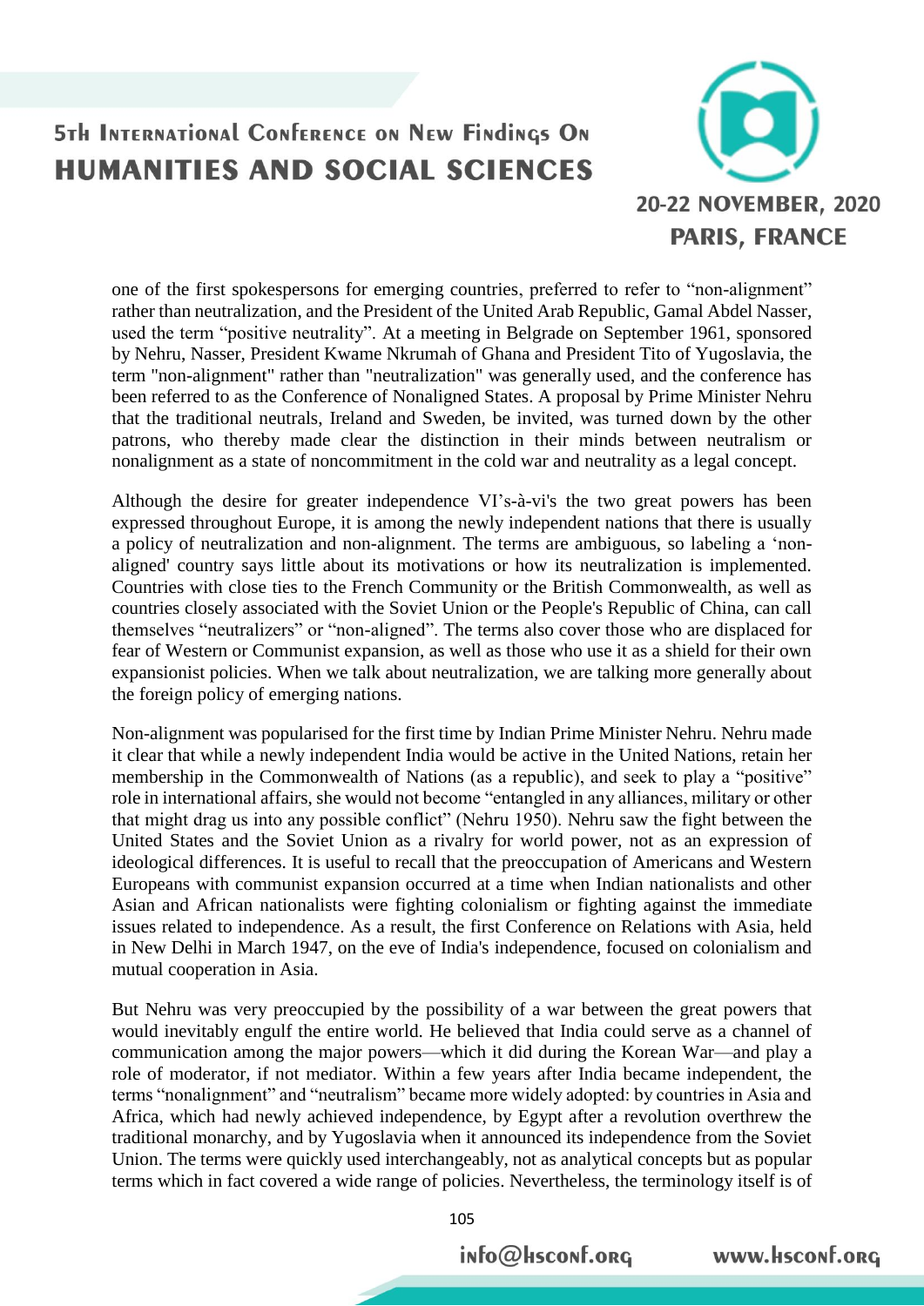one of the first spokespersons for emerging countries, preferred to refer to "non-alignment" rather than neutralization, and the President of the United Arab Republic, Gamal Abdel Nasser, used the term "positive neutrality". At a meeting in Belgrade on September 1961, sponsored by Nehru, Nasser, President Kwame Nkrumah of Ghana and President Tito of Yugoslavia, the term "non-alignment" rather than "neutralization" was generally used, and the conference has been referred to as the Conference of Nonaligned States. A proposal by Prime Minister Nehru that the traditional neutrals, Ireland and Sweden, be invited, was turned down by the other patrons, who thereby made clear the distinction in their minds between neutralism or nonalignment as a state of noncommitment in the cold war and neutrality as a legal concept.

Although the desire for greater independence VI's-à-vi's the two great powers has been expressed throughout Europe, it is among the newly independent nations that there is usually a policy of neutralization and non-alignment. The terms are ambiguous, so labeling a 'non-aligned' country says little about its motivations or how its neutralization is implemented. Countries with close ties to the French Community or the British Commonwealth, as well as countries closely associated with the Soviet Union or the People's Republic of China, can call themselves "neutralizers" or "non-aligned". The terms also cover those who are displaced for fear of Western or Communist expansion, as well as those who use it as a shield for their own expansionist policies. When we talk about neutralization, we are talking more generally about the foreign policy of emerging nations.

Non-alignment was popularised for the first time by Indian Prime Minister Nehru. Nehru made it clear that while a newly independent India would be active in the United Nations, retain her membership in the Commonwealth of Nations (as a republic), and seek to play a "positive" role in international affairs, she would not become "entangled in any alliances, military or other that might drag us into any possible conflict" (Nehru 1950). Nehru saw the fight between the United States and the Soviet Union as a rivalry for world power, not as an expression of ideological differences. It is useful to recall that the preoccupation of Americans and Western Europeans with communist expansion occurred at a time when Indian nationalists and other Asian and African nationalists were fighting colonialism or fighting against the immediate issues related to independence. As a result, the first Conference on Relations with Asia, held in New Delhi in March 1947, on the eve of India's independence, focused on colonialism and mutual cooperation in Asia.

But Nehru was very preoccupied by the possibility of a war between the great powers that would inevitably engulf the entire world. He believed that India could serve as a channel of communication among the major powers—which it did during the Korean War—and play a role of moderator, if not mediator. Within a few years after India became independent, the terms "nonalignment" and "neutralism" became more widely adopted: by countries in Asia and Africa, which had newly achieved independence, by Egypt after a revolution overthrew the traditional monarchy, and by Yugoslavia when it announced its independence from the Soviet Union. The terms were quickly used interchangeably, not as analytical concepts but as popular terms which in fact covered a wide range of policies. Nevertheless, the terminology itself is of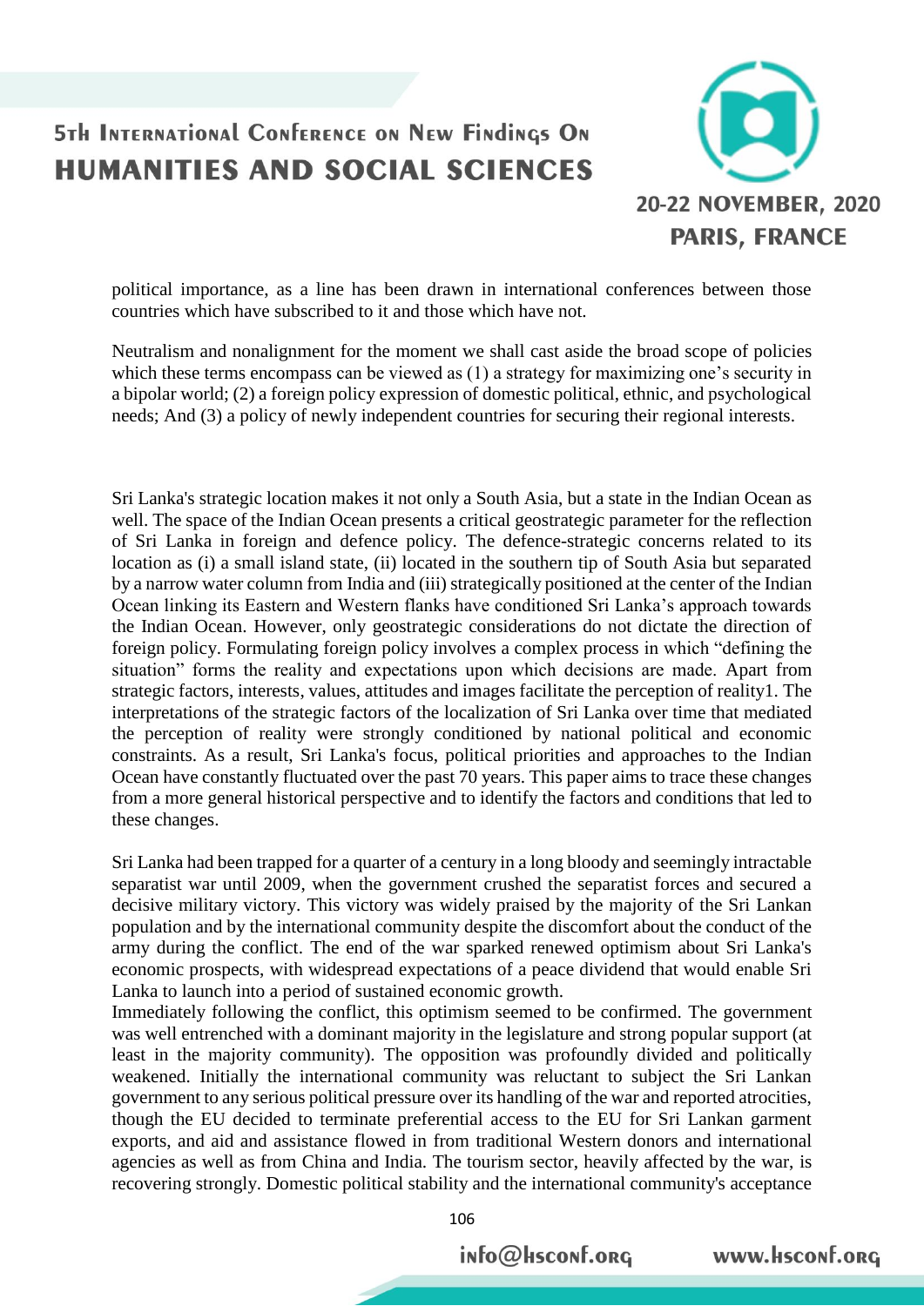political importance, as a line has been drawn in international conferences between those countries which have subscribed to it and those which have not.

Neutralism and nonalignment for the moment we shall cast aside the broad scope of policies which these terms encompass can be viewed as (1) a strategy for maximizing one's security in a bipolar world; (2) a foreign policy expression of domestic political, ethnic, and psychological needs; And (3) a policy of newly independent countries for securing their regional interests.

Sri Lanka's strategic location makes it not only a South Asia, but a state in the Indian Ocean as well. The space of the Indian Ocean presents a critical geostrategic parameter for the reflection of Sri Lanka in foreign and defence policy. The defence-strategic concerns related to its location as (i) a small island state, (ii) located in the southern tip of South Asia but separated by a narrow water column from India and (iii) strategically positioned at the center of the Indian Ocean linking its Eastern and Western flanks have conditioned Sri Lanka's approach towards the Indian Ocean. However, only geostrategic considerations do not dictate the direction of foreign policy. Formulating foreign policy involves a complex process in which "defining the situation" forms the reality and expectations upon which decisions are made. Apart from strategic factors, interests, values, attitudes and images facilitate the perception of reality[1]. The interpretations of the strategic factors of the localization of Sri Lanka over time that mediated the perception of reality were strongly conditioned by national political and economic constraints. As a result, Sri Lanka's focus, political priorities and approaches to the Indian Ocean have constantly fluctuated over the past 70 years. This paper aims to trace these changes from a more general historical perspective and to identify the factors and conditions that led to these changes.

Sri Lanka had been trapped for a quarter of a century in a long bloody and seemingly intractable separatist war until 2009, when the government crushed the separatist forces and secured a decisive military victory. This victory was widely praised by the majority of the Sri Lankan population and by the international community despite the discomfort about the conduct of the army during the conflict. The end of the war sparked renewed optimism about Sri Lanka's economic prospects, with widespread expectations of a peace dividend that would enable Sri Lanka to launch into a period of sustained economic growth.

Immediately following the conflict, this optimism seemed to be confirmed. The government was well entrenched with a dominant majority in the legislature and strong popular support (at least in the majority community). The opposition was profoundly divided and politically weakened. Initially the international community was reluctant to subject the Sri Lankan government to any serious political pressure over its handling of the war and reported atrocities, though the EU decided to terminate preferential access to the EU for Sri Lankan garment exports, and aid and assistance flowed in from traditional Western donors and international agencies as well as from China and India. The tourism sector, heavily affected by the war, is recovering strongly. Domestic political stability and the international community's acceptance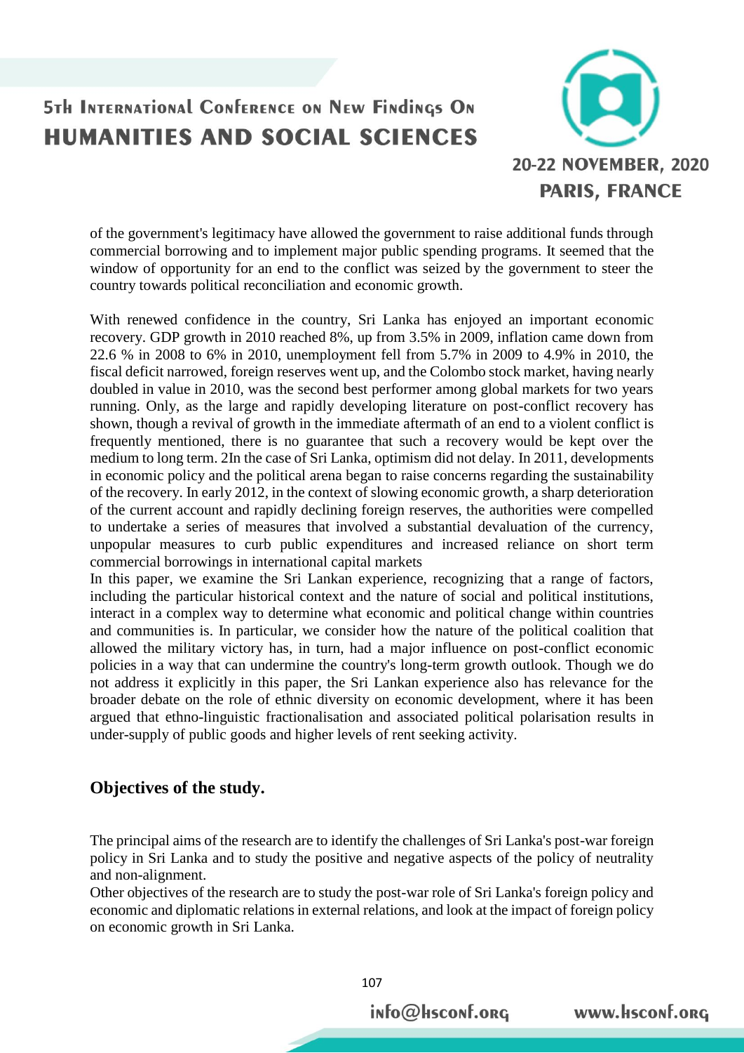of the government's legitimacy have allowed the government to raise additional funds through commercial borrowing and to implement major public spending programs. It seemed that the window of opportunity for an end to the conflict was seized by the government to steer the country towards political reconciliation and economic growth.

With renewed confidence in the country, Sri Lanka has enjoyed an important economic recovery. GDP growth in 2010 reached 8%, up from 3.5% in 2009, inflation came down from 22.6 % in 2008 to 6% in 2010, unemployment fell from 5.7% in 2009 to 4.9% in 2010, the fiscal deficit narrowed, foreign reserves went up, and the Colombo stock market, having nearly doubled in value in 2010, was the second best performer among global markets for two years running. Only, as the large and rapidly developing literature on post-conflict recovery has shown, though a revival of growth in the immediate aftermath of an end to a violent conflict is frequently mentioned, there is no guarantee that such a recovery would be kept over the medium to long term. 2In the case of Sri Lanka, optimism did not delay. In 2011, developments in economic policy and the political arena began to raise concerns regarding the sustainability of the recovery. In early 2012, in the context of slowing economic growth, a sharp deterioration of the current account and rapidly declining foreign reserves, the authorities were compelled to undertake a series of measures that involved a substantial devaluation of the currency, unpopular measures to curb public expenditures and increased reliance on short term commercial borrowings in international capital markets

In this paper, we examine the Sri Lankan experience, recognizing that a range of factors, including the particular historical context and the nature of social and political institutions, interact in a complex way to determine what economic and political change within countries and communities is. In particular, we consider how the nature of the political coalition that allowed the military victory has, in turn, had a major influence on post-conflict economic policies in a way that can undermine the country's long-term growth outlook. Though we do not address it explicitly in this paper, the Sri Lankan experience also has relevance for the broader debate on the role of ethnic diversity on economic development, where it has been argued that ethno-linguistic fractionalisation and associated political polarisation results in under-supply of public goods and higher levels of rent seeking activity.

## Objectives of the study.

The principal aims of the research are to identify the challenges of Sri Lanka's post-war foreign policy in Sri Lanka and to study the positive and negative aspects of the policy of neutrality and non-alignment.

Other objectives of the research are to study the post-war role of Sri Lanka's foreign policy and economic and diplomatic relations in external relations, and look at the impact of foreign policy on economic growth in Sri Lanka.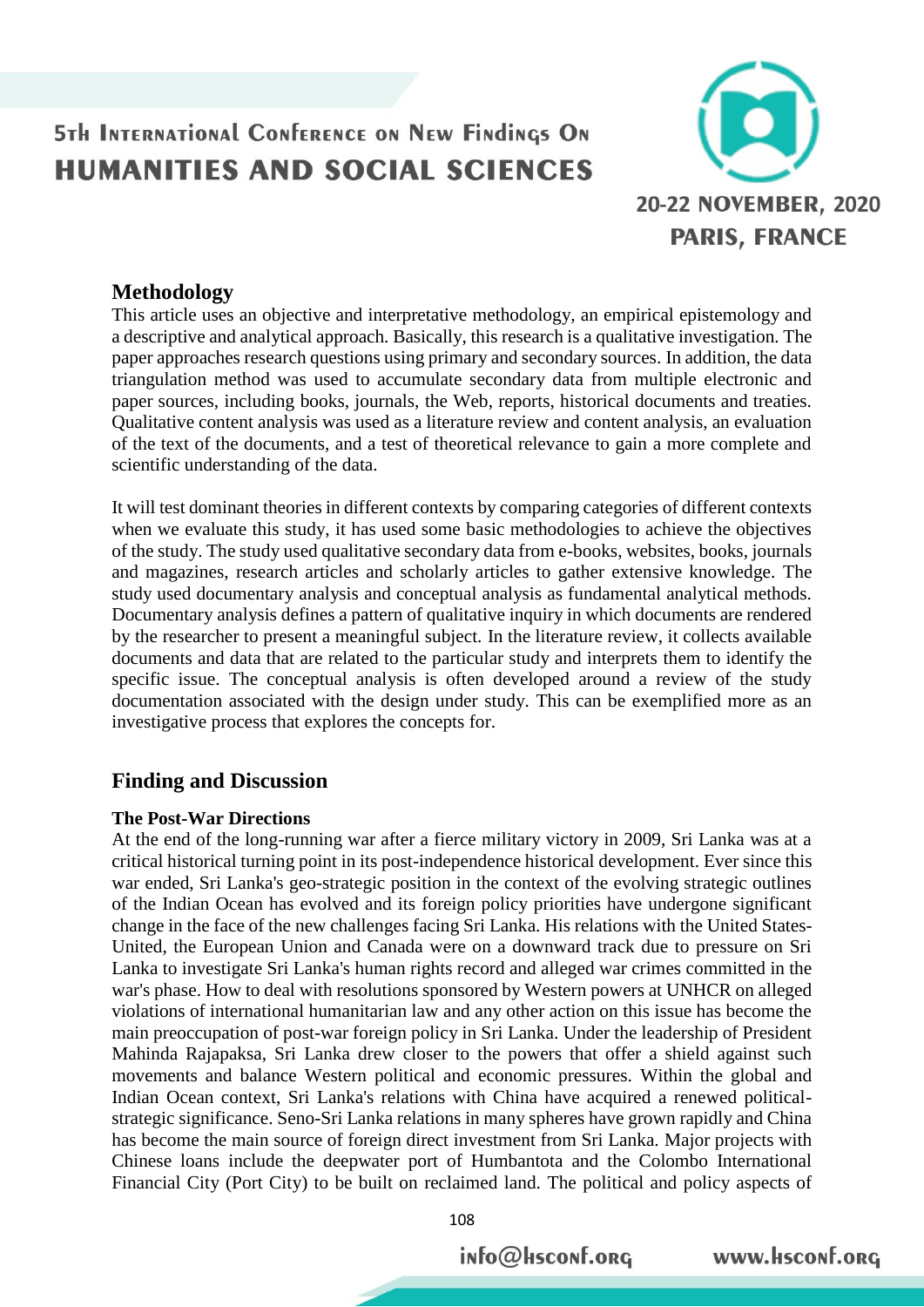## Methodology

This article uses an objective and interpretative methodology, an empirical epistemology and a descriptive and analytical approach. Basically, this research is a qualitative investigation. The paper approaches research questions using primary and secondary sources. In addition, the data triangulation method was used to accumulate secondary data from multiple electronic and paper sources, including books, journals, the Web, reports, historical documents and treaties. Qualitative content analysis was used as a literature review and content analysis, an evaluation of the text of the documents, and a test of theoretical relevance to gain a more complete and scientific understanding of the data.

It will test dominant theories in different contexts by comparing categories of different contexts when we evaluate this study, it has used some basic methodologies to achieve the objectives of the study. The study used qualitative secondary data from e-books, websites, books, journals and magazines, research articles and scholarly articles to gather extensive knowledge. The study used documentary analysis and conceptual analysis as fundamental analytical methods. Documentary analysis defines a pattern of qualitative inquiry in which documents are rendered by the researcher to present a meaningful subject. In the literature review, it collects available documents and data that are related to the particular study and interprets them to identify the specific issue. The conceptual analysis is often developed around a review of the study documentation associated with the design under study. This can be exemplified more as an investigative process that explores the concepts for.

## Finding and Discussion

### The Post-War Directions

At the end of the long-running war after a fierce military victory in 2009, Sri Lanka was at a critical historical turning point in its post-independence historical development. Ever since this war ended, Sri Lanka's geo-strategic position in the context of the evolving strategic outlines of the Indian Ocean has evolved and its foreign policy priorities have undergone significant change in the face of the new challenges facing Sri Lanka. His relations with the United States-United, the European Union and Canada were on a downward track due to pressure on Sri Lanka to investigate Sri Lanka's human rights record and alleged war crimes committed in the war's phase. How to deal with resolutions sponsored by Western powers at UNHCR on alleged violations of international humanitarian law and any other action on this issue has become the main preoccupation of post-war foreign policy in Sri Lanka. Under the leadership of President Mahinda Rajapaksa, Sri Lanka drew closer to the powers that offer a shield against such movements and balance Western political and economic pressures. Within the global and Indian Ocean context, Sri Lanka's relations with China have acquired a renewed political-strategic significance. Seno-Sri Lanka relations in many spheres have grown rapidly and China has become the main source of foreign direct investment from Sri Lanka. Major projects with Chinese loans include the deepwater port of Humbantota and the Colombo International Financial City (Port City) to be built on reclaimed land. The political and policy aspects of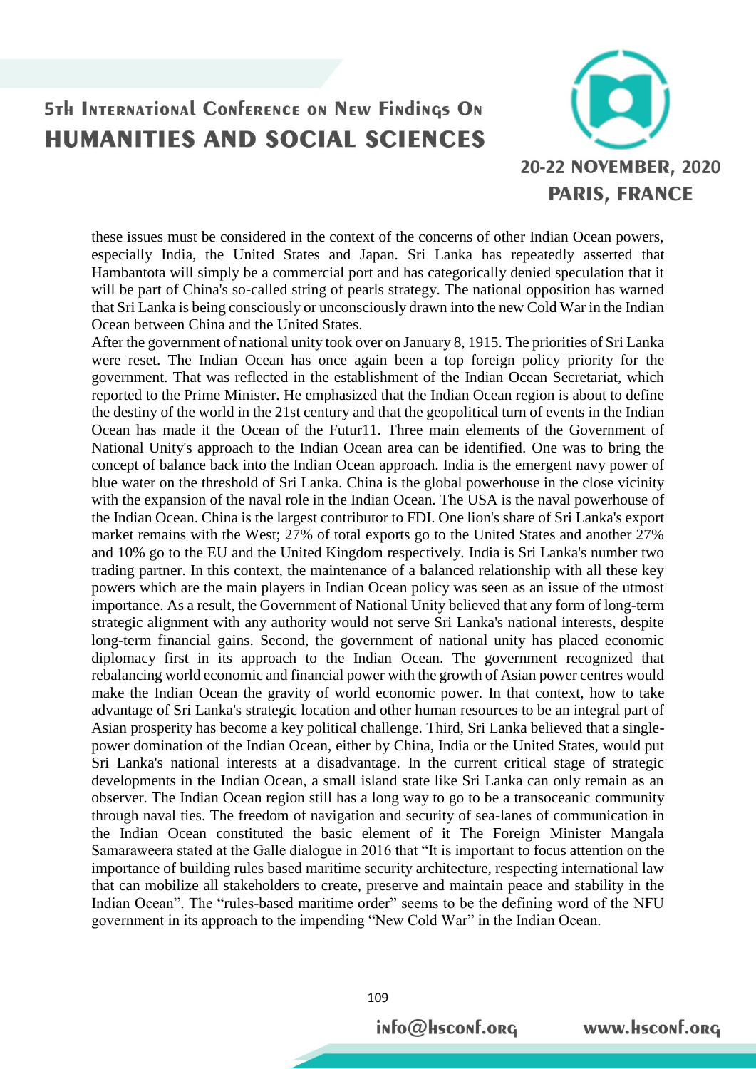these issues must be considered in the context of the concerns of other Indian Ocean powers, especially India, the United States and Japan. Sri Lanka has repeatedly asserted that Hambantota will simply be a commercial port and has categorically denied speculation that it will be part of China's so-called string of pearls strategy. The national opposition has warned that Sri Lanka is being consciously or unconsciously drawn into the new Cold War in the Indian Ocean between China and the United States.

After the government of national unity took over on January 8, 1915. The priorities of Sri Lanka were reset. The Indian Ocean has once again been a top foreign policy priority for the government. That was reflected in the establishment of the Indian Ocean Secretariat, which reported to the Prime Minister. He emphasized that the Indian Ocean region is about to define the destiny of the world in the 21st century and that the geopolitical turn of events in the Indian Ocean has made it the Ocean of the Futur11. Three main elements of the Government of National Unity's approach to the Indian Ocean area can be identified. One was to bring the concept of balance back into the Indian Ocean approach. India is the emergent navy power of blue water on the threshold of Sri Lanka. China is the global powerhouse in the close vicinity with the expansion of the naval role in the Indian Ocean. The USA is the naval powerhouse of the Indian Ocean. China is the largest contributor to FDI. One lion's share of Sri Lanka's export market remains with the West; 27% of total exports go to the United States and another 27% and 10% go to the EU and the United Kingdom respectively. India is Sri Lanka's number two trading partner. In this context, the maintenance of a balanced relationship with all these key powers which are the main players in Indian Ocean policy was seen as an issue of the utmost importance. As a result, the Government of National Unity believed that any form of long-term strategic alignment with any authority would not serve Sri Lanka's national interests, despite long-term financial gains. Second, the government of national unity has placed economic diplomacy first in its approach to the Indian Ocean. The government recognized that rebalancing world economic and financial power with the growth of Asian power centres would make the Indian Ocean the gravity of world economic power. In that context, how to take advantage of Sri Lanka's strategic location and other human resources to be an integral part of Asian prosperity has become a key political challenge. Third, Sri Lanka believed that a single-power domination of the Indian Ocean, either by China, India or the United States, would put Sri Lanka's national interests at a disadvantage. In the current critical stage of strategic developments in the Indian Ocean, a small island state like Sri Lanka can only remain as an observer. The Indian Ocean region still has a long way to go to be a transoceanic community through naval ties. The freedom of navigation and security of sea-lanes of communication in the Indian Ocean constituted the basic element of it The Foreign Minister Mangala Samaraweera stated at the Galle dialogue in 2016 that "It is important to focus attention on the importance of building rules based maritime security architecture, respecting international law that can mobilize all stakeholders to create, preserve and maintain peace and stability in the Indian Ocean". The "rules-based maritime order" seems to be the defining word of the NFU government in its approach to the impending "New Cold War" in the Indian Ocean.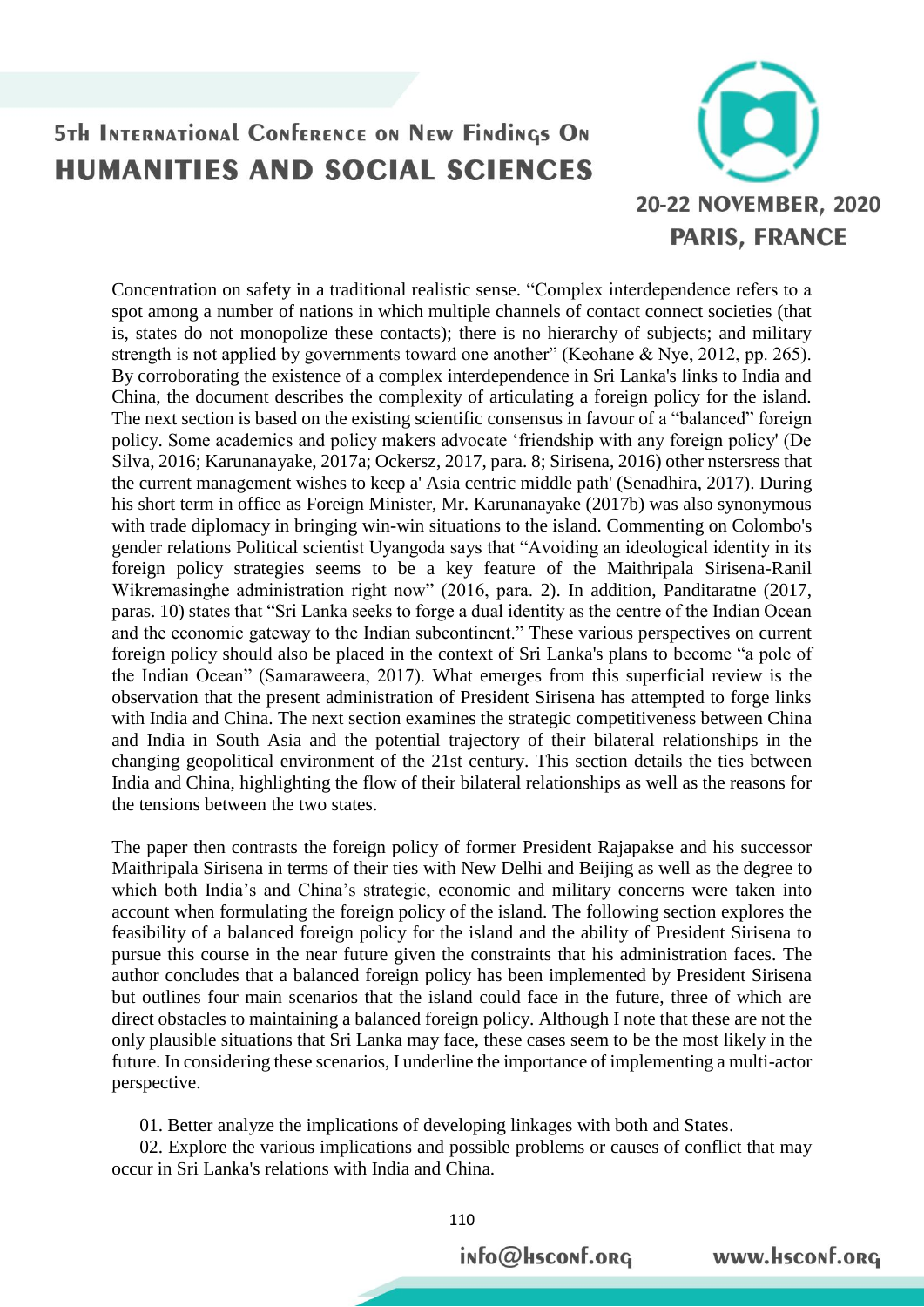Concentration on safety in a traditional realistic sense. "Complex interdependence refers to a spot among a number of nations in which multiple channels of contact connect societies (that is, states do not monopolize these contacts); there is no hierarchy of subjects; and military strength is not applied by governments toward one another" (Keohane & Nye, 2012, pp. 265). By corroborating the existence of a complex interdependence in Sri Lanka's links to India and China, the document describes the complexity of articulating a foreign policy for the island. The next section is based on the existing scientific consensus in favour of a "balanced" foreign policy. Some academics and policy makers advocate 'friendship with any foreign policy' (De Silva, 2016; Karunanayake, 2017a; Ockersz, 2017, para. 8; Sirisena, 2016) other nstersress that the current management wishes to keep a' Asia centric middle path' (Senadhira, 2017). During his short term in office as Foreign Minister, Mr. Karunanayake (2017b) was also synonymous with trade diplomacy in bringing win-win situations to the island. Commenting on Colombo's gender relations Political scientist Uyangoda says that "Avoiding an ideological identity in its foreign policy strategies seems to be a key feature of the Maithripala Sirisena-Ranil Wikremasinghe administration right now" (2016, para. 2). In addition, Panditaratne (2017, paras. 10) states that "Sri Lanka seeks to forge a dual identity as the centre of the Indian Ocean and the economic gateway to the Indian subcontinent." These various perspectives on current foreign policy should also be placed in the context of Sri Lanka's plans to become "a pole of the Indian Ocean" (Samaraweera, 2017). What emerges from this superficial review is the observation that the present administration of President Sirisena has attempted to forge links with India and China. The next section examines the strategic competitiveness between China and India in South Asia and the potential trajectory of their bilateral relationships in the changing geopolitical environment of the 21st century. This section details the ties between India and China, highlighting the flow of their bilateral relationships as well as the reasons for the tensions between the two states.

The paper then contrasts the foreign policy of former President Rajapakse and his successor Maithripala Sirisena in terms of their ties with New Delhi and Beijing as well as the degree to which both India's and China's strategic, economic and military concerns were taken into account when formulating the foreign policy of the island. The following section explores the feasibility of a balanced foreign policy for the island and the ability of President Sirisena to pursue this course in the near future given the constraints that his administration faces. The author concludes that a balanced foreign policy has been implemented by President Sirisena but outlines four main scenarios that the island could face in the future, three of which are direct obstacles to maintaining a balanced foreign policy. Although I note that these are not the only plausible situations that Sri Lanka may face, these cases seem to be the most likely in the future. In considering these scenarios, I underline the importance of implementing a multi-actor perspective.

01. Better analyze the implications of developing linkages with both and States.

02. Explore the various implications and possible problems or causes of conflict that may occur in Sri Lanka's relations with India and China.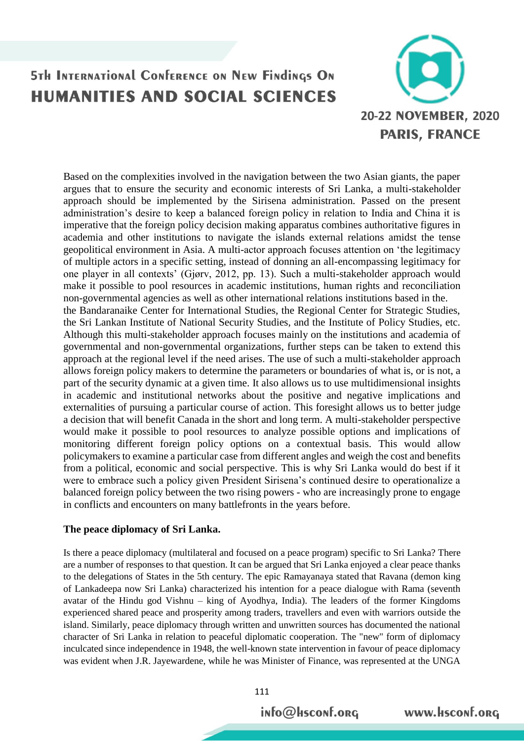Based on the complexities involved in the navigation between the two Asian giants, the paper argues that to ensure the security and economic interests of Sri Lanka, a multi-stakeholder approach should be implemented by the Sirisena administration. Passed on the present administration's desire to keep a balanced foreign policy in relation to India and China it is imperative that the foreign policy decision making apparatus combines authoritative figures in academia and other institutions to navigate the islands external relations amidst the tense geopolitical environment in Asia. A multi-actor approach focuses attention on 'the legitimacy of multiple actors in a specific setting, instead of donning an all-encompassing legitimacy for one player in all contexts' (Gjørv, 2012, pp. 13). Such a multi-stakeholder approach would make it possible to pool resources in academic institutions, human rights and reconciliation non-governmental agencies as well as other international relations institutions based in the.
the Bandaranaike Center for International Studies, the Regional Center for Strategic Studies, the Sri Lankan Institute of National Security Studies, and the Institute of Policy Studies, etc. Although this multi-stakeholder approach focuses mainly on the institutions and academia of governmental and non-governmental organizations, further steps can be taken to extend this approach at the regional level if the need arises. The use of such a multi-stakeholder approach allows foreign policy makers to determine the parameters or boundaries of what is, or is not, a part of the security dynamic at a given time. It also allows us to use multidimensional insights in academic and institutional networks about the positive and negative implications and externalities of pursuing a particular course of action. This foresight allows us to better judge a decision that will benefit Canada in the short and long term. A multi-stakeholder perspective would make it possible to pool resources to analyze possible options and implications of monitoring different foreign policy options on a contextual basis. This would allow policymakers to examine a particular case from different angles and weigh the cost and benefits from a political, economic and social perspective. This is why Sri Lanka would do best if it were to embrace such a policy given President Sirisena's continued desire to operationalize a balanced foreign policy between the two rising powers - who are increasingly prone to engage in conflicts and encounters on many battlefronts in the years before.

**The peace diplomacy of Sri Lanka.**

Is there a peace diplomacy (multilateral and focused on a peace program) specific to Sri Lanka? There are a number of responses to that question. It can be argued that Sri Lanka enjoyed a clear peace thanks to the delegations of States in the 5th century. The epic Ramayanaya stated that Ravana (demon king of Lankadeepa now Sri Lanka) characterized his intention for a peace dialogue with Rama (seventh avatar of the Hindu god Vishnu – king of Ayodhya, India). The leaders of the former Kingdoms experienced shared peace and prosperity among traders, travellers and even with warriors outside the island. Similarly, peace diplomacy through written and unwritten sources has documented the national character of Sri Lanka in relation to peaceful diplomatic cooperation. The "new" form of diplomacy inculcated since independence in 1948, the well-known state intervention in favour of peace diplomacy was evident when J.R. Jayewardene, while he was Minister of Finance, was represented at the UNGA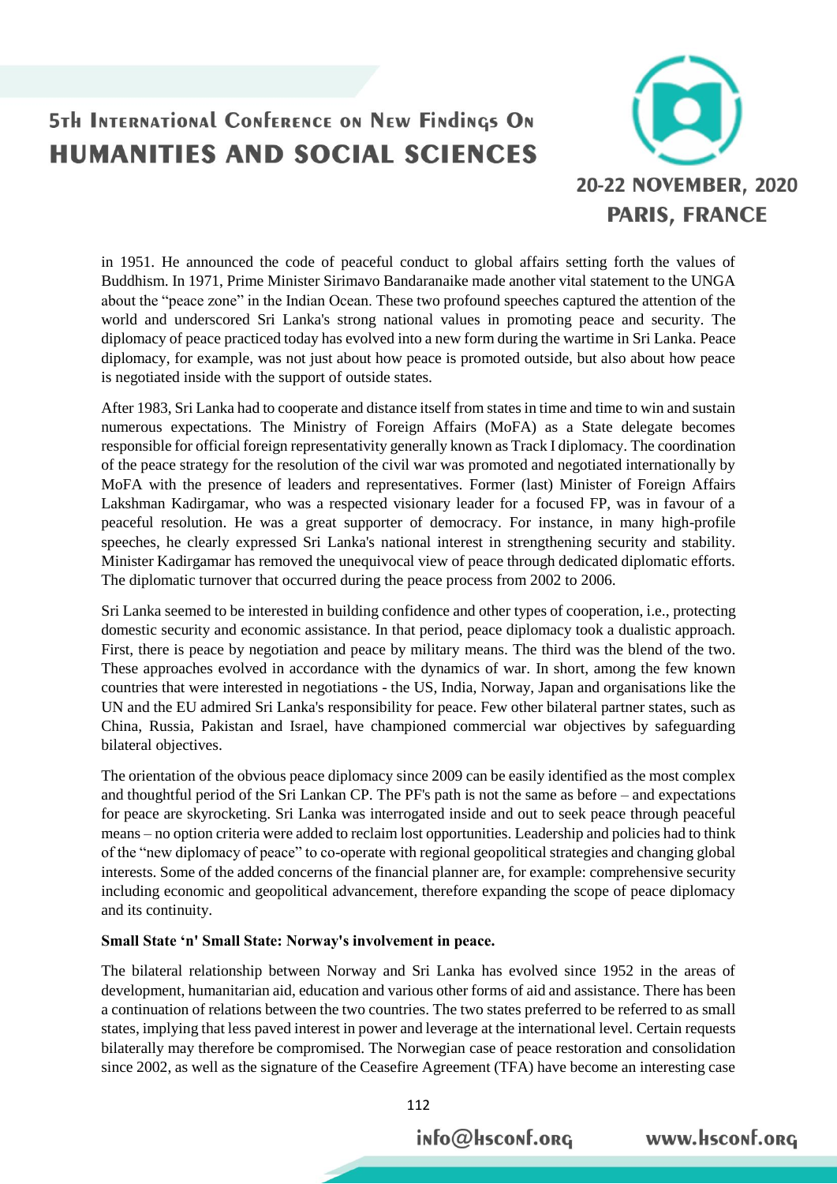in 1951. He announced the code of peaceful conduct to global affairs setting forth the values of Buddhism. In 1971, Prime Minister Sirimavo Bandaranaike made another vital statement to the UNGA about the "peace zone" in the Indian Ocean. These two profound speeches captured the attention of the world and underscored Sri Lanka's strong national values in promoting peace and security. The diplomacy of peace practiced today has evolved into a new form during the wartime in Sri Lanka. Peace diplomacy, for example, was not just about how peace is promoted outside, but also about how peace is negotiated inside with the support of outside states.

After 1983, Sri Lanka had to cooperate and distance itself from states in time and time to win and sustain numerous expectations. The Ministry of Foreign Affairs (MoFA) as a State delegate becomes responsible for official foreign representativity generally known as Track I diplomacy. The coordination of the peace strategy for the resolution of the civil war was promoted and negotiated internationally by MoFA with the presence of leaders and representatives. Former (last) Minister of Foreign Affairs Lakshman Kadirgamar, who was a respected visionary leader for a focused FP, was in favour of a peaceful resolution. He was a great supporter of democracy. For instance, in many high-profile speeches, he clearly expressed Sri Lanka's national interest in strengthening security and stability. Minister Kadirgamar has removed the unequivocal view of peace through dedicated diplomatic efforts. The diplomatic turnover that occurred during the peace process from 2002 to 2006.

Sri Lanka seemed to be interested in building confidence and other types of cooperation, i.e., protecting domestic security and economic assistance. In that period, peace diplomacy took a dualistic approach. First, there is peace by negotiation and peace by military means. The third was the blend of the two. These approaches evolved in accordance with the dynamics of war. In short, among the few known countries that were interested in negotiations - the US, India, Norway, Japan and organisations like the UN and the EU admired Sri Lanka's responsibility for peace. Few other bilateral partner states, such as China, Russia, Pakistan and Israel, have championed commercial war objectives by safeguarding bilateral objectives.

The orientation of the obvious peace diplomacy since 2009 can be easily identified as the most complex and thoughtful period of the Sri Lankan CP. The PF's path is not the same as before – and expectations for peace are skyrocketing. Sri Lanka was interrogated inside and out to seek peace through peaceful means – no option criteria were added to reclaim lost opportunities. Leadership and policies had to think of the "new diplomacy of peace" to co-operate with regional geopolitical strategies and changing global interests. Some of the added concerns of the financial planner are, for example: comprehensive security including economic and geopolitical advancement, therefore expanding the scope of peace diplomacy and its continuity.

**Small State 'n' Small State: Norway's involvement in peace.**

The bilateral relationship between Norway and Sri Lanka has evolved since 1952 in the areas of development, humanitarian aid, education and various other forms of aid and assistance. There has been a continuation of relations between the two countries. The two states preferred to be referred to as small states, implying that less paved interest in power and leverage at the international level. Certain requests bilaterally may therefore be compromised. The Norwegian case of peace restoration and consolidation since 2002, as well as the signature of the Ceasefire Agreement (TFA) have become an interesting case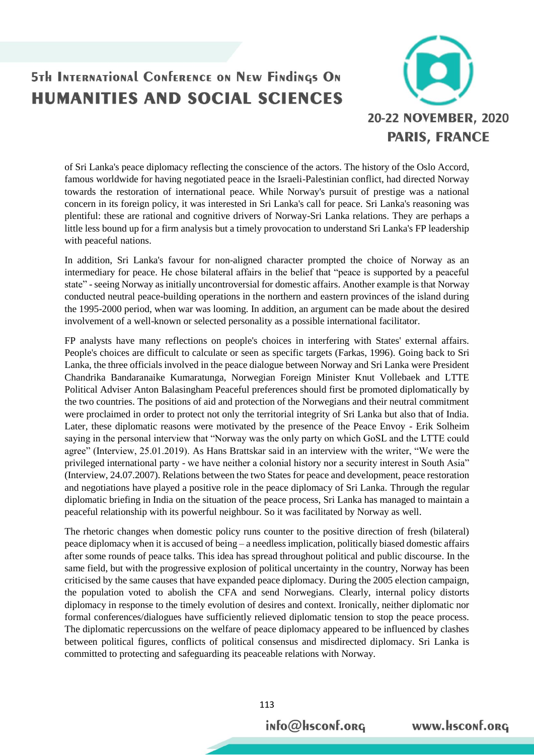of Sri Lanka's peace diplomacy reflecting the conscience of the actors. The history of the Oslo Accord, famous worldwide for having negotiated peace in the Israeli-Palestinian conflict, had directed Norway towards the restoration of international peace. While Norway's pursuit of prestige was a national concern in its foreign policy, it was interested in Sri Lanka's call for peace. Sri Lanka's reasoning was plentiful: these are rational and cognitive drivers of Norway-Sri Lanka relations. They are perhaps a little less bound up for a firm analysis but a timely provocation to understand Sri Lanka's FP leadership with peaceful nations.

In addition, Sri Lanka's favour for non-aligned character prompted the choice of Norway as an intermediary for peace. He chose bilateral affairs in the belief that "peace is supported by a peaceful state" - seeing Norway as initially uncontroversial for domestic affairs. Another example is that Norway conducted neutral peace-building operations in the northern and eastern provinces of the island during the 1995-2000 period, when war was looming. In addition, an argument can be made about the desired involvement of a well-known or selected personality as a possible international facilitator.

FP analysts have many reflections on people's choices in interfering with States' external affairs. People's choices are difficult to calculate or seen as specific targets (Farkas, 1996). Going back to Sri Lanka, the three officials involved in the peace dialogue between Norway and Sri Lanka were President Chandrika Bandaranaike Kumaratunga, Norwegian Foreign Minister Knut Vollebaek and LTTE Political Adviser Anton Balasingham Peaceful preferences should first be promoted diplomatically by the two countries. The positions of aid and protection of the Norwegians and their neutral commitment were proclaimed in order to protect not only the territorial integrity of Sri Lanka but also that of India. Later, these diplomatic reasons were motivated by the presence of the Peace Envoy - Erik Solheim saying in the personal interview that "Norway was the only party on which GoSL and the LTTE could agree" (Interview, 25.01.2019). As Hans Brattskar said in an interview with the writer, "We were the privileged international party - we have neither a colonial history nor a security interest in South Asia" (Interview, 24.07.2007). Relations between the two States for peace and development, peace restoration and negotiations have played a positive role in the peace diplomacy of Sri Lanka. Through the regular diplomatic briefing in India on the situation of the peace process, Sri Lanka has managed to maintain a peaceful relationship with its powerful neighbour. So it was facilitated by Norway as well.

The rhetoric changes when domestic policy runs counter to the positive direction of fresh (bilateral) peace diplomacy when it is accused of being – a needless implication, politically biased domestic affairs after some rounds of peace talks. This idea has spread throughout political and public discourse. In the same field, but with the progressive explosion of political uncertainty in the country, Norway has been criticised by the same causes that have expanded peace diplomacy. During the 2005 election campaign, the population voted to abolish the CFA and send Norwegians. Clearly, internal policy distorts diplomacy in response to the timely evolution of desires and context. Ironically, neither diplomatic nor formal conferences/dialogues have sufficiently relieved diplomatic tension to stop the peace process. The diplomatic repercussions on the welfare of peace diplomacy appeared to be influenced by clashes between political figures, conflicts of political consensus and misdirected diplomacy. Sri Lanka is committed to protecting and safeguarding its peaceable relations with Norway.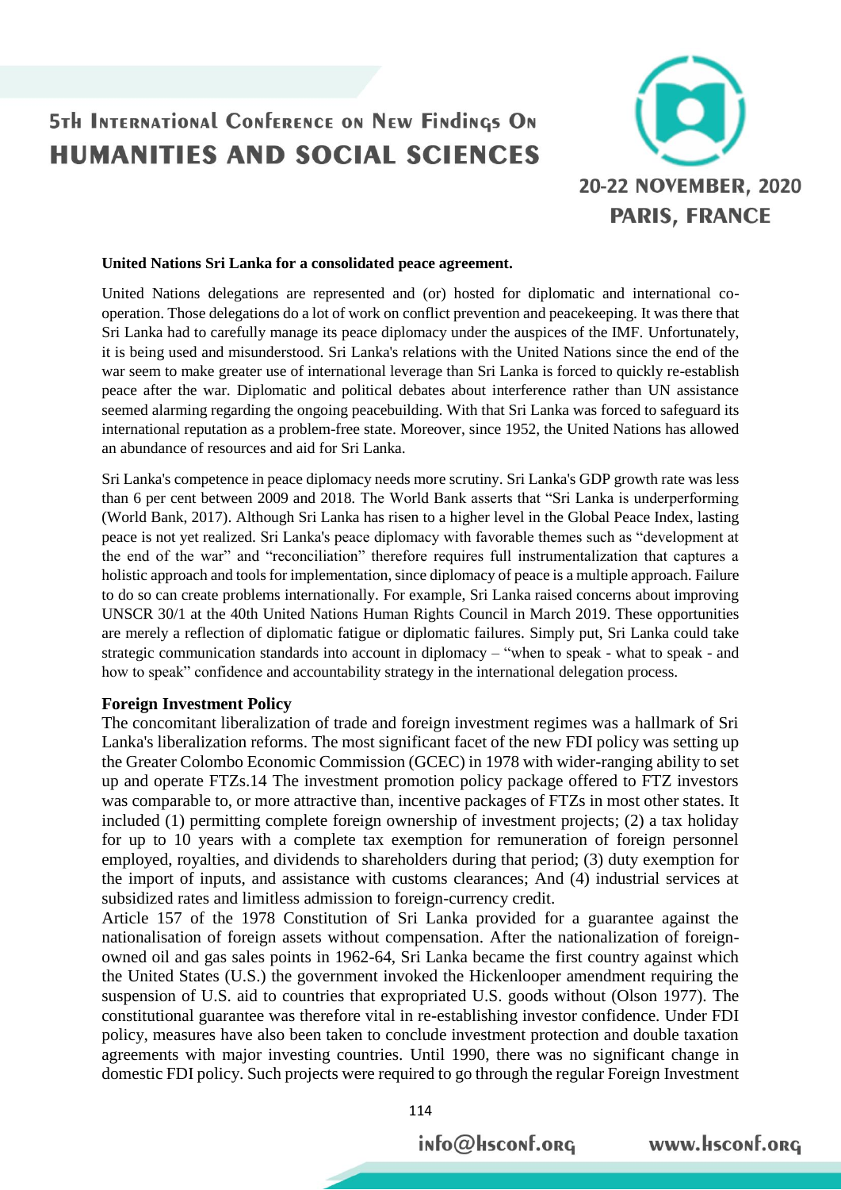**United Nations Sri Lanka for a consolidated peace agreement.**

United Nations delegations are represented and (or) hosted for diplomatic and international co-operation. Those delegations do a lot of work on conflict prevention and peacekeeping. It was there that Sri Lanka had to carefully manage its peace diplomacy under the auspices of the IMF. Unfortunately, it is being used and misunderstood. Sri Lanka's relations with the United Nations since the end of the war seem to make greater use of international leverage than Sri Lanka is forced to quickly re-establish peace after the war. Diplomatic and political debates about interference rather than UN assistance seemed alarming regarding the ongoing peacebuilding. With that Sri Lanka was forced to safeguard its international reputation as a problem-free state. Moreover, since 1952, the United Nations has allowed an abundance of resources and aid for Sri Lanka.

Sri Lanka's competence in peace diplomacy needs more scrutiny. Sri Lanka's GDP growth rate was less than 6 per cent between 2009 and 2018. The World Bank asserts that "Sri Lanka is underperforming (World Bank, 2017). Although Sri Lanka has risen to a higher level in the Global Peace Index, lasting peace is not yet realized. Sri Lanka's peace diplomacy with favorable themes such as "development at the end of the war" and "reconciliation" therefore requires full instrumentalization that captures a holistic approach and tools for implementation, since diplomacy of peace is a multiple approach. Failure to do so can create problems internationally. For example, Sri Lanka raised concerns about improving UNSCR 30/1 at the 40th United Nations Human Rights Council in March 2019. These opportunities are merely a reflection of diplomatic fatigue or diplomatic failures. Simply put, Sri Lanka could take strategic communication standards into account in diplomacy – "when to speak - what to speak - and how to speak" confidence and accountability strategy in the international delegation process.

**Foreign Investment Policy**

The concomitant liberalization of trade and foreign investment regimes was a hallmark of Sri Lanka's liberalization reforms. The most significant facet of the new FDI policy was setting up the Greater Colombo Economic Commission (GCEC) in 1978 with wider-ranging ability to set up and operate FTZs.14 The investment promotion policy package offered to FTZ investors was comparable to, or more attractive than, incentive packages of FTZs in most other states. It included (1) permitting complete foreign ownership of investment projects; (2) a tax holiday for up to 10 years with a complete tax exemption for remuneration of foreign personnel employed, royalties, and dividends to shareholders during that period; (3) duty exemption for the import of inputs, and assistance with customs clearances; And (4) industrial services at subsidized rates and limitless admission to foreign-currency credit.

Article 157 of the 1978 Constitution of Sri Lanka provided for a guarantee against the nationalisation of foreign assets without compensation. After the nationalization of foreign-owned oil and gas sales points in 1962-64, Sri Lanka became the first country against which the United States (U.S.) the government invoked the Hickenlooper amendment requiring the suspension of U.S. aid to countries that expropriated U.S. goods without (Olson 1977). The constitutional guarantee was therefore vital in re-establishing investor confidence. Under FDI policy, measures have also been taken to conclude investment protection and double taxation agreements with major investing countries. Until 1990, there was no significant change in domestic FDI policy. Such projects were required to go through the regular Foreign Investment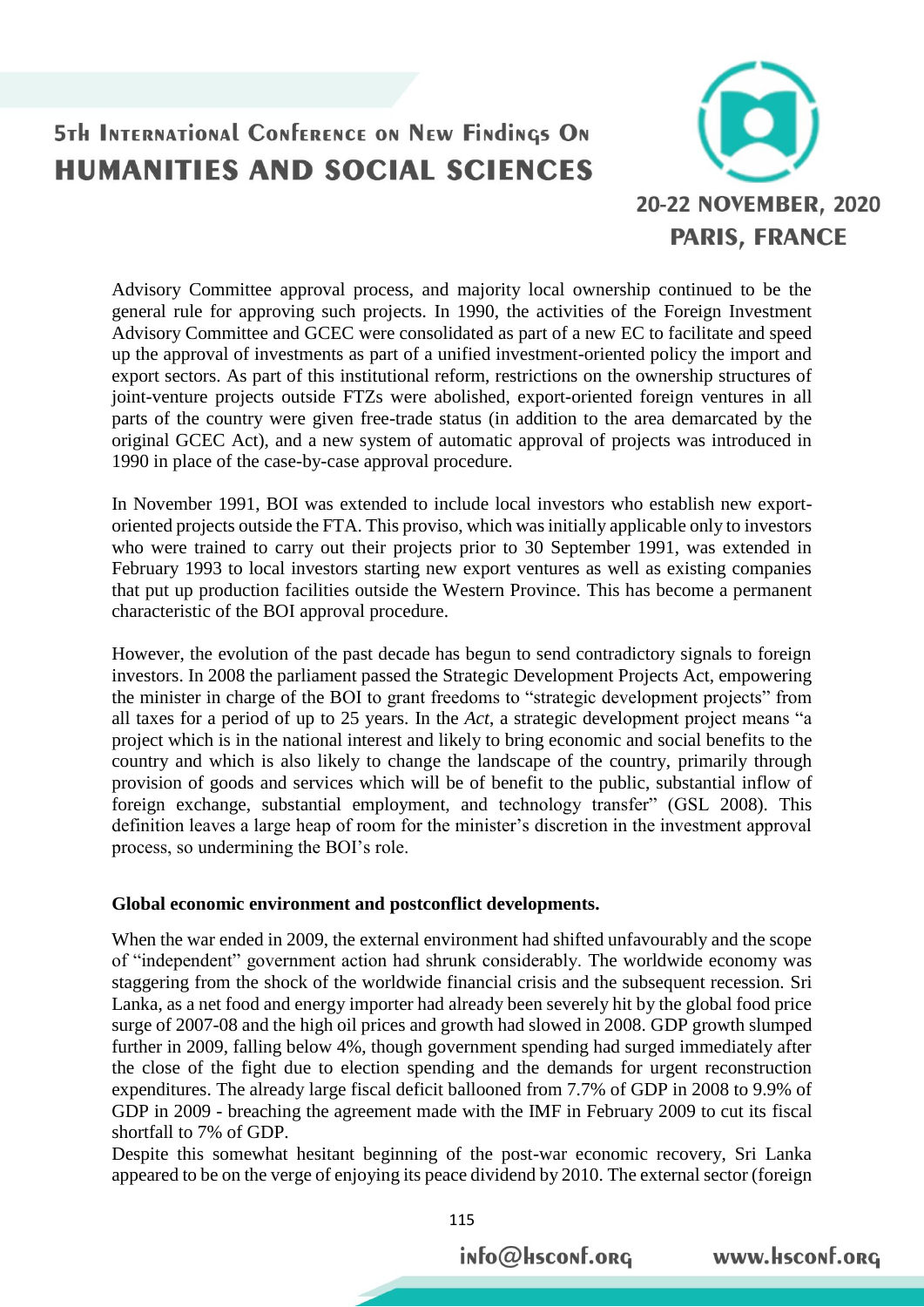Advisory Committee approval process, and majority local ownership continued to be the general rule for approving such projects. In 1990, the activities of the Foreign Investment Advisory Committee and GCEC were consolidated as part of a new EC to facilitate and speed up the approval of investments as part of a unified investment-oriented policy the import and export sectors. As part of this institutional reform, restrictions on the ownership structures of joint-venture projects outside FTZs were abolished, export-oriented foreign ventures in all parts of the country were given free-trade status (in addition to the area demarcated by the original GCEC Act), and a new system of automatic approval of projects was introduced in 1990 in place of the case-by-case approval procedure.

In November 1991, BOI was extended to include local investors who establish new export-oriented projects outside the FTA. This proviso, which was initially applicable only to investors who were trained to carry out their projects prior to 30 September 1991, was extended in February 1993 to local investors starting new export ventures as well as existing companies that put up production facilities outside the Western Province. This has become a permanent characteristic of the BOI approval procedure.

However, the evolution of the past decade has begun to send contradictory signals to foreign investors. In 2008 the parliament passed the Strategic Development Projects Act, empowering the minister in charge of the BOI to grant freedoms to "strategic development projects" from all taxes for a period of up to 25 years. In the *Act*, a strategic development project means "a project which is in the national interest and likely to bring economic and social benefits to the country and which is also likely to change the landscape of the country, primarily through provision of goods and services which will be of benefit to the public, substantial inflow of foreign exchange, substantial employment, and technology transfer" (GSL 2008). This definition leaves a large heap of room for the minister's discretion in the investment approval process, so undermining the BOI's role.

**Global economic environment and postconflict developments.**

When the war ended in 2009, the external environment had shifted unfavourably and the scope of "independent" government action had shrunk considerably. The worldwide economy was staggering from the shock of the worldwide financial crisis and the subsequent recession. Sri Lanka, as a net food and energy importer had already been severely hit by the global food price surge of 2007-08 and the high oil prices and growth had slowed in 2008. GDP growth slumped further in 2009, falling below 4%, though government spending had surged immediately after the close of the fight due to election spending and the demands for urgent reconstruction expenditures. The already large fiscal deficit ballooned from 7.7% of GDP in 2008 to 9.9% of GDP in 2009 - breaching the agreement made with the IMF in February 2009 to cut its fiscal shortfall to 7% of GDP.

Despite this somewhat hesitant beginning of the post-war economic recovery, Sri Lanka appeared to be on the verge of enjoying its peace dividend by 2010. The external sector (foreign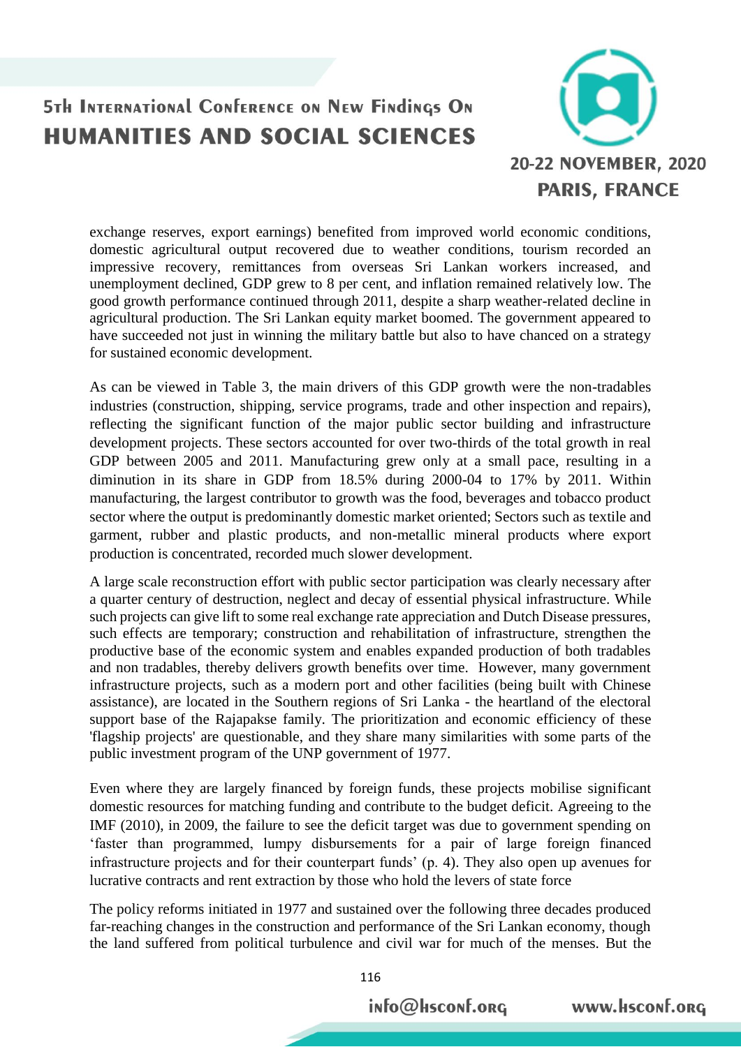exchange reserves, export earnings) benefited from improved world economic conditions, domestic agricultural output recovered due to weather conditions, tourism recorded an impressive recovery, remittances from overseas Sri Lankan workers increased, and unemployment declined, GDP grew to 8 per cent, and inflation remained relatively low. The good growth performance continued through 2011, despite a sharp weather-related decline in agricultural production. The Sri Lankan equity market boomed. The government appeared to have succeeded not just in winning the military battle but also to have chanced on a strategy for sustained economic development.

As can be viewed in Table 3, the main drivers of this GDP growth were the non-tradables industries (construction, shipping, service programs, trade and other inspection and repairs), reflecting the significant function of the major public sector building and infrastructure development projects. These sectors accounted for over two-thirds of the total growth in real GDP between 2005 and 2011. Manufacturing grew only at a small pace, resulting in a diminution in its share in GDP from 18.5% during 2000-04 to 17% by 2011. Within manufacturing, the largest contributor to growth was the food, beverages and tobacco product sector where the output is predominantly domestic market oriented; Sectors such as textile and garment, rubber and plastic products, and non-metallic mineral products where export production is concentrated, recorded much slower development.

A large scale reconstruction effort with public sector participation was clearly necessary after a quarter century of destruction, neglect and decay of essential physical infrastructure. While such projects can give lift to some real exchange rate appreciation and Dutch Disease pressures, such effects are temporary; construction and rehabilitation of infrastructure, strengthen the productive base of the economic system and enables expanded production of both tradables and non tradables, thereby delivers growth benefits over time. However, many government infrastructure projects, such as a modern port and other facilities (being built with Chinese assistance), are located in the Southern regions of Sri Lanka - the heartland of the electoral support base of the Rajapakse family. The prioritization and economic efficiency of these 'flagship projects' are questionable, and they share many similarities with some parts of the public investment program of the UNP government of 1977.

Even where they are largely financed by foreign funds, these projects mobilise significant domestic resources for matching funding and contribute to the budget deficit. Agreeing to the IMF (2010), in 2009, the failure to see the deficit target was due to government spending on 'faster than programmed, lumpy disbursements for a pair of large foreign financed infrastructure projects and for their counterpart funds' (p. 4). They also open up avenues for lucrative contracts and rent extraction by those who hold the levers of state force

The policy reforms initiated in 1977 and sustained over the following three decades produced far-reaching changes in the construction and performance of the Sri Lankan economy, though the land suffered from political turbulence and civil war for much of the menses. But the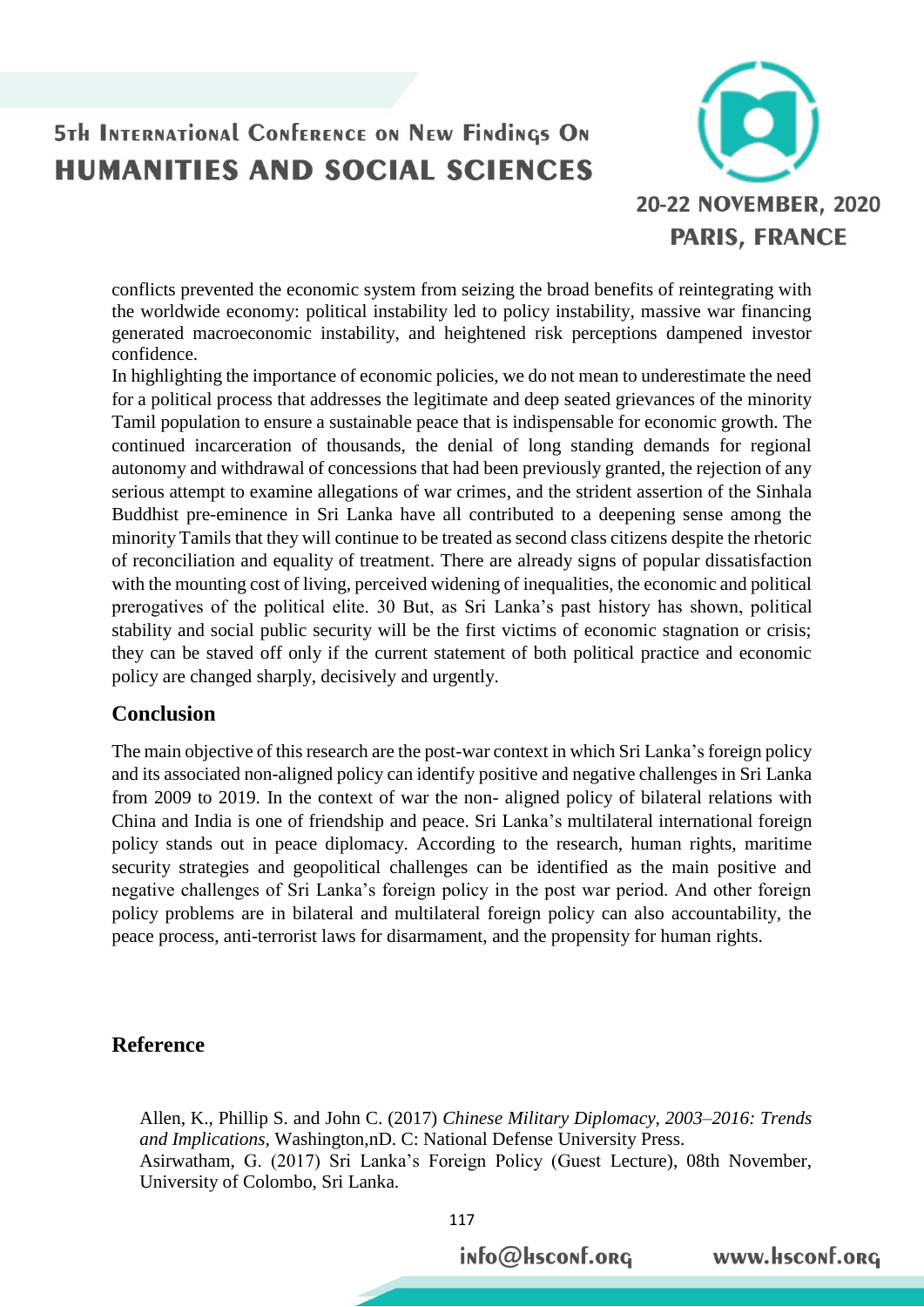conflicts prevented the economic system from seizing the broad benefits of reintegrating with the worldwide economy: political instability led to policy instability, massive war financing generated macroeconomic instability, and heightened risk perceptions dampened investor confidence.

In highlighting the importance of economic policies, we do not mean to underestimate the need for a political process that addresses the legitimate and deep seated grievances of the minority Tamil population to ensure a sustainable peace that is indispensable for economic growth. The continued incarceration of thousands, the denial of long standing demands for regional autonomy and withdrawal of concessions that had been previously granted, the rejection of any serious attempt to examine allegations of war crimes, and the strident assertion of the Sinhala Buddhist pre-eminence in Sri Lanka have all contributed to a deepening sense among the minority Tamils that they will continue to be treated as second class citizens despite the rhetoric of reconciliation and equality of treatment. There are already signs of popular dissatisfaction with the mounting cost of living, perceived widening of inequalities, the economic and political prerogatives of the political elite. 30 But, as Sri Lanka's past history has shown, political stability and social public security will be the first victims of economic stagnation or crisis; they can be staved off only if the current statement of both political practice and economic policy are changed sharply, decisively and urgently.

## Conclusion

The main objective of this research are the post-war context in which Sri Lanka's foreign policy and its associated non-aligned policy can identify positive and negative challenges in Sri Lanka from 2009 to 2019. In the context of war the non- aligned policy of bilateral relations with China and India is one of friendship and peace. Sri Lanka's multilateral international foreign policy stands out in peace diplomacy. According to the research, human rights, maritime security strategies and geopolitical challenges can be identified as the main positive and negative challenges of Sri Lanka's foreign policy in the post war period. And other foreign policy problems are in bilateral and multilateral foreign policy can also accountability, the peace process, anti-terrorist laws for disarmament, and the propensity for human rights.

## Reference

Allen, K., Phillip S. and John C. (2017) *Chinese Military Diplomacy, 2003–2016: Trends and Implications*, Washington,nD. C: National Defense University Press.

Asirwatham, G. (2017) Sri Lanka's Foreign Policy (Guest Lecture), 08th November, University of Colombo, Sri Lanka.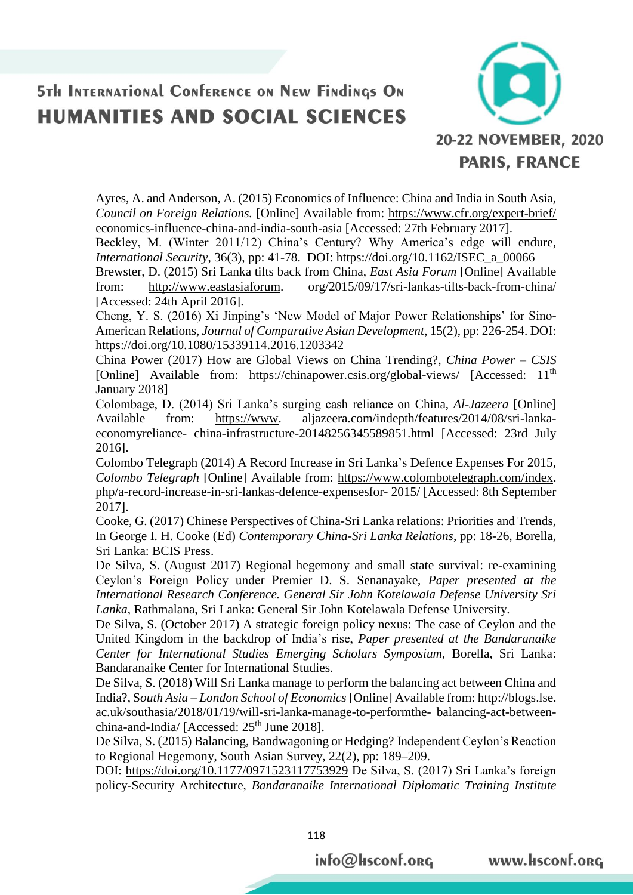Ayres, A. and Anderson, A. (2015) Economics of Influence: China and India in South Asia, *Council on Foreign Relations.* [Online] Available from: https://www.cfr.org/expert-brief/ economics-influence-china-and-india-south-asia [Accessed: 27th February 2017].

Beckley, M. (Winter 2011/12) China's Century? Why America's edge will endure, *International Security*, 36(3), pp: 41-78. DOI: https://doi.org/10.1162/ISEC_a_00066

Brewster, D. (2015) Sri Lanka tilts back from China, *East Asia Forum* [Online] Available from: http://www.eastasiaforum. org/2015/09/17/sri-lankas-tilts-back-from-china/ [Accessed: 24th April 2016].

Cheng, Y. S. (2016) Xi Jinping's 'New Model of Major Power Relationships' for Sino-American Relations, *Journal of Comparative Asian Development*, 15(2), pp: 226-254. DOI: https://doi.org/10.1080/15339114.2016.1203342

China Power (2017) How are Global Views on China Trending?, *China Power – CSIS* [Online] Available from: https://chinapower.csis.org/global-views/ [Accessed: 11th January 2018]

Colombage, D. (2014) Sri Lanka's surging cash reliance on China, *Al-Jazeera* [Online] Available from: https://www. aljazeera.com/indepth/features/2014/08/sri-lanka-economyreliance- china-infrastructure-20148256345589851.html [Accessed: 23rd July 2016].

Colombo Telegraph (2014) A Record Increase in Sri Lanka's Defence Expenses For 2015, *Colombo Telegraph* [Online] Available from: https://www.colombotelegraph.com/index. php/a-record-increase-in-sri-lankas-defence-expensesfor- 2015/ [Accessed: 8th September 2017].

Cooke, G. (2017) Chinese Perspectives of China-Sri Lanka relations: Priorities and Trends, In George I. H. Cooke (Ed) *Contemporary China-Sri Lanka Relations*, pp: 18-26, Borella, Sri Lanka: BCIS Press.

De Silva, S. (August 2017) Regional hegemony and small state survival: re-examining Ceylon's Foreign Policy under Premier D. S. Senanayake, *Paper presented at the International Research Conference. General Sir John Kotelawala Defense University Sri Lanka*, Rathmalana, Sri Lanka: General Sir John Kotelawala Defense University.

De Silva, S. (October 2017) A strategic foreign policy nexus: The case of Ceylon and the United Kingdom in the backdrop of India's rise, *Paper presented at the Bandaranaike Center for International Studies Emerging Scholars Symposium*, Borella, Sri Lanka: Bandaranaike Center for International Studies.

De Silva, S. (2018) Will Sri Lanka manage to perform the balancing act between China and India?, S*outh Asia – London School of Economics* [Online] Available from: http://blogs.lse. ac.uk/southasia/2018/01/19/will-sri-lanka-manage-to-performthe- balancing-act-between-china-and-India/ [Accessed: 25th June 2018].

De Silva, S. (2015) Balancing, Bandwagoning or Hedging? Independent Ceylon's Reaction to Regional Hegemony, South Asian Survey, 22(2), pp: 189–209. DOI: https://doi.org/10.1177/0971523117753929

De Silva, S. (2017) Sri Lanka's foreign policy-Security Architecture, *Bandaranaike International Diplomatic Training Institute*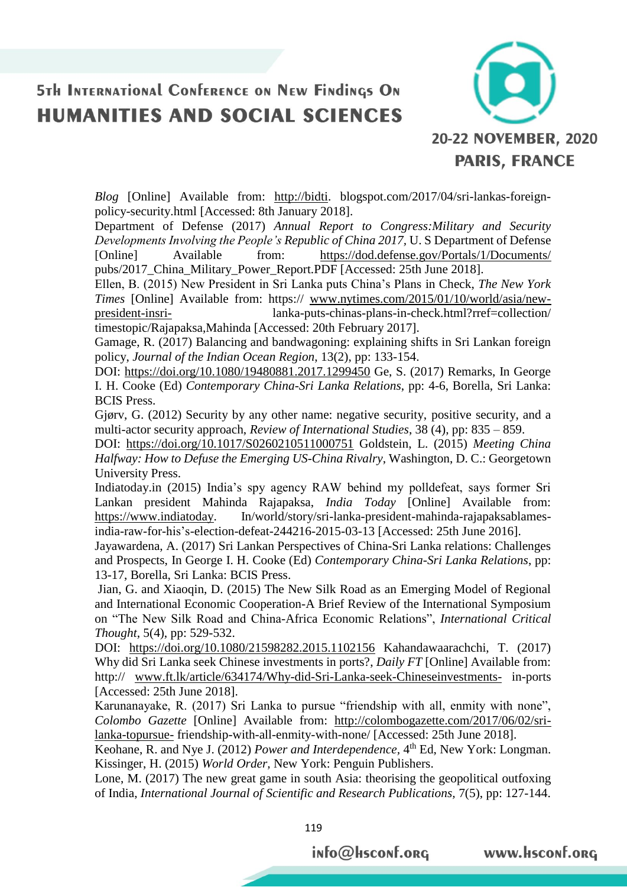*Blog* [Online] Available from: http://bidti. blogspot.com/2017/04/sri-lankas-foreign-policy-security.html [Accessed: 8th January 2018].

Department of Defense (2017) *Annual Report to Congress:Military and Security Developments Involving the People's Republic of China 2017*, U. S Department of Defense [Online] Available from: https://dod.defense.gov/Portals/1/Documents/ pubs/2017_China_Military_Power_Report.PDF [Accessed: 25th June 2018].

Ellen, B. (2015) New President in Sri Lanka puts China's Plans in Check, *The New York Times* [Online] Available from: https:// www.nytimes.com/2015/01/10/world/asia/new-president-insri- lanka-puts-chinas-plans-in-check.html?rref=collection/ timestopic/Rajapaksa,Mahinda [Accessed: 20th February 2017].

Gamage, R. (2017) Balancing and bandwagoning: explaining shifts in Sri Lankan foreign policy, *Journal of the Indian Ocean Region*, 13(2), pp: 133-154.

DOI: https://doi.org/10.1080/19480881.2017.1299450 Ge, S. (2017) Remarks, In George I. H. Cooke (Ed) *Contemporary China-Sri Lanka Relations*, pp: 4-6, Borella, Sri Lanka: BCIS Press.

Gjørv, G. (2012) Security by any other name: negative security, positive security, and a multi-actor security approach, *Review of International Studies*, 38 (4), pp: 835 – 859.

DOI: https://doi.org/10.1017/S0260210511000751 Goldstein, L. (2015) *Meeting China Halfway: How to Defuse the Emerging US-China Rivalry*, Washington, D. C.: Georgetown University Press.

Indiatoday.in (2015) India's spy agency RAW behind my polldefeat, says former Sri Lankan president Mahinda Rajapaksa, *India Today* [Online] Available from: https://www.indiatoday. In/world/story/sri-lanka-president-mahinda-rajapaksablames-india-raw-for-his's-election-defeat-244216-2015-03-13 [Accessed: 25th June 2016].

Jayawardena, A. (2017) Sri Lankan Perspectives of China-Sri Lanka relations: Challenges and Prospects, In George I. H. Cooke (Ed) *Contemporary China-Sri Lanka Relations*, pp: 13-17, Borella, Sri Lanka: BCIS Press.

Jian, G. and Xiaoqin, D. (2015) The New Silk Road as an Emerging Model of Regional and International Economic Cooperation-A Brief Review of the International Symposium on "The New Silk Road and China-Africa Economic Relations", *International Critical Thought*, 5(4), pp: 529-532.

DOI: https://doi.org/10.1080/21598282.2015.1102156 Kahandawaarachchi, T. (2017) Why did Sri Lanka seek Chinese investments in ports?, *Daily FT* [Online] Available from: http:// www.ft.lk/article/634174/Why-did-Sri-Lanka-seek-Chineseinvestments- in-ports [Accessed: 25th June 2018].

Karunanayake, R. (2017) Sri Lanka to pursue "friendship with all, enmity with none", *Colombo Gazette* [Online] Available from: http://colombogazette.com/2017/06/02/sri-lanka-topursue- friendship-with-all-enmity-with-none/ [Accessed: 25th June 2018].

Keohane, R. and Nye J. (2012) *Power and Interdependence*, 4th Ed, New York: Longman.

Kissinger, H. (2015) *World Order,* New York: Penguin Publishers.

Lone, M. (2017) The new great game in south Asia: theorising the geopolitical outfoxing of India, *International Journal of Scientific and Research Publications*, 7(5), pp: 127-144.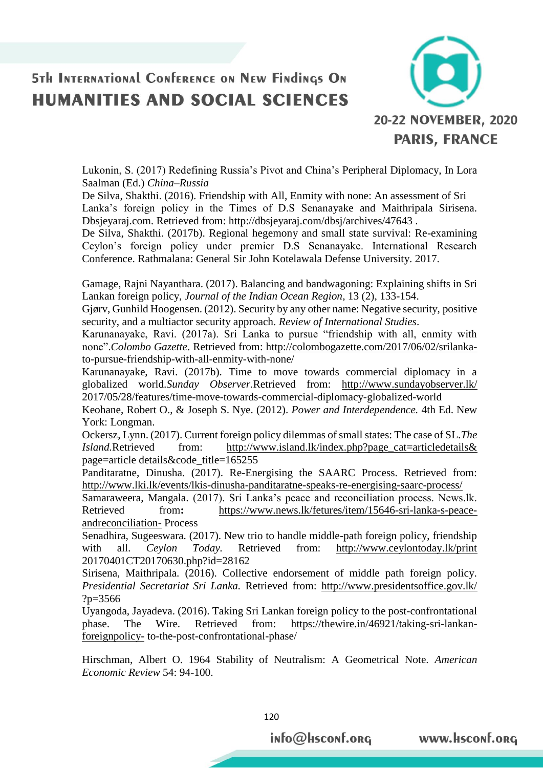Lukonin, S. (2017) Redefining Russia's Pivot and China's Peripheral Diplomacy, In Lora Saalman (Ed.) *China–Russia*

De Silva, Shakthi. (2016). Friendship with All, Enmity with none: An assessment of Sri Lanka's foreign policy in the Times of D.S Senanayake and Maithripala Sirisena. Dbsjeyaraj.com. Retrieved from: http://dbsjeyaraj.com/dbsj/archives/47643 .

De Silva, Shakthi. (2017b). Regional hegemony and small state survival: Re-examining Ceylon's foreign policy under premier D.S Senanayake. International Research Conference. Rathmalana: General Sir John Kotelawala Defense University. 2017.

Gamage, Rajni Nayanthara. (2017). Balancing and bandwagoning: Explaining shifts in Sri Lankan foreign policy, *Journal of the Indian Ocean Region*, 13 (2), 133-154.

Gjørv, Gunhild Hoogensen. (2012). Security by any other name: Negative security, positive security, and a multiactor security approach. *Review of International Studies*.

Karunanayake, Ravi. (2017a). Sri Lanka to pursue "friendship with all, enmity with none".*Colombo Gazette*. Retrieved from: http://colombogazette.com/2017/06/02/srilanka-to-pursue-friendship-with-all-enmity-with-none/

Karunanayake, Ravi. (2017b). Time to move towards commercial diplomacy in a globalized world.*Sunday Observer.*Retrieved from: http://www.sundayobserver.lk/2017/05/28/features/time-move-towards-commercial-diplomacy-globalized-world

Keohane, Robert O., & Joseph S. Nye. (2012). *Power and Interdependence.* 4th Ed. New York: Longman.

Ockersz, Lynn. (2017). Current foreign policy dilemmas of small states: The case of SL.*The Island.*Retrieved from: http://www.island.lk/index.php?page_cat=articledetails&page=article details&code_title=165255

Panditaratne, Dinusha. (2017). Re-Energising the SAARC Process. Retrieved from: http://www.lki.lk/events/lkis-dinusha-panditaratne-speaks-re-energising-saarc-process/

Samaraweera, Mangala. (2017). Sri Lanka's peace and reconciliation process. News.lk. Retrieved from**:** https://www.news.lk/fetures/item/15646-sri-lanka-s-peace-andreconciliation- Process

Senadhira, Sugeeswara. (2017). New trio to handle middle-path foreign policy, friendship with all. *Ceylon Today.* Retrieved from: http://www.ceylontoday.lk/print 20170401CT20170630.php?id=28162

Sirisena, Maithripala. (2016). Collective endorsement of middle path foreign policy. *Presidential Secretariat Sri Lanka.* Retrieved from: http://www.presidentsoffice.gov.lk/?p=3566

Uyangoda, Jayadeva. (2016). Taking Sri Lankan foreign policy to the post-confrontational phase. The Wire. Retrieved from: https://thewire.in/46921/taking-sri-lankan-foreignpolicy- to-the-post-confrontational-phase/

Hirschman, Albert O. 1964 Stability of Neutralism: A Geometrical Note. *American Economic Review* 54: 94-100.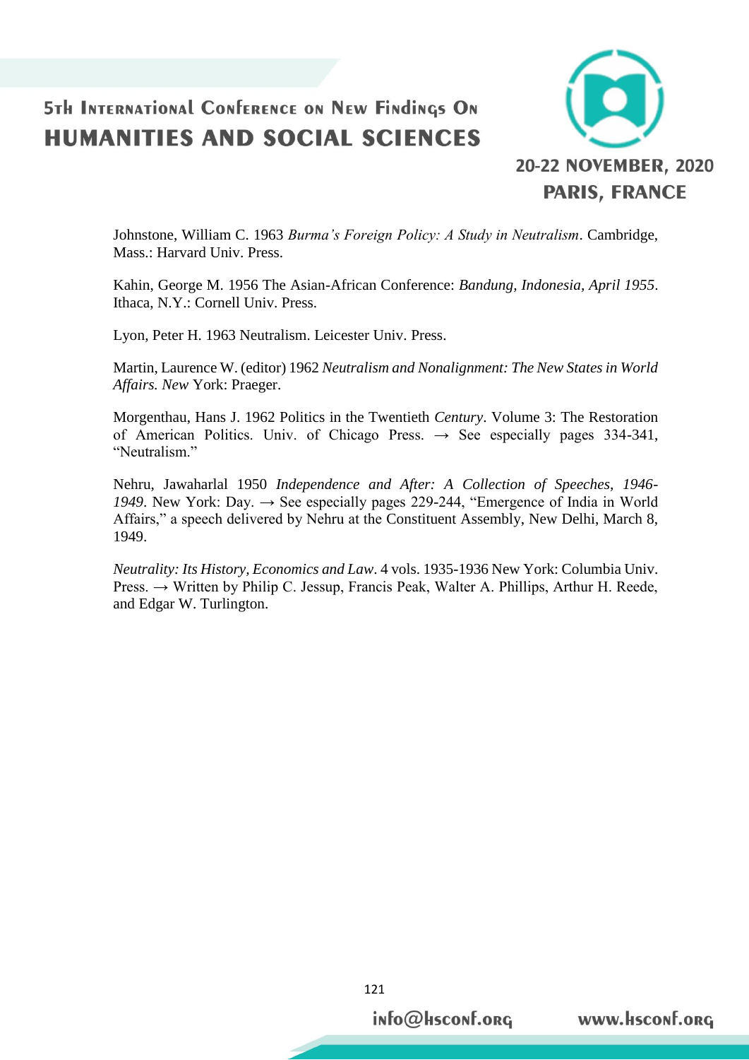Johnstone, William C. 1963 *Burma's Foreign Policy: A Study in Neutralism*. Cambridge, Mass.: Harvard Univ. Press.

Kahin, George M. 1956 The Asian-African Conference: *Bandung, Indonesia, April 1955*. Ithaca, N.Y.: Cornell Univ. Press.

Lyon, Peter H. 1963 Neutralism. Leicester Univ. Press.

Martin, Laurence W. (editor) 1962 *Neutralism and Nonalignment: The New States in World Affairs. New* York: Praeger.

Morgenthau, Hans J. 1962 Politics in the Twentieth *Century*. Volume 3: The Restoration of American Politics. Univ. of Chicago Press. → See especially pages 334-341, "Neutralism."

Nehru, Jawaharlal 1950 *Independence and After: A Collection of Speeches, 1946-1949*. New York: Day. → See especially pages 229-244, "Emergence of India in World Affairs," a speech delivered by Nehru at the Constituent Assembly, New Delhi, March 8, 1949.

*Neutrality: Its History, Economics and Law*. 4 vols. 1935-1936 New York: Columbia Univ. Press. → Written by Philip C. Jessup, Francis Peak, Walter A. Phillips, Arthur H. Reede, and Edgar W. Turlington.